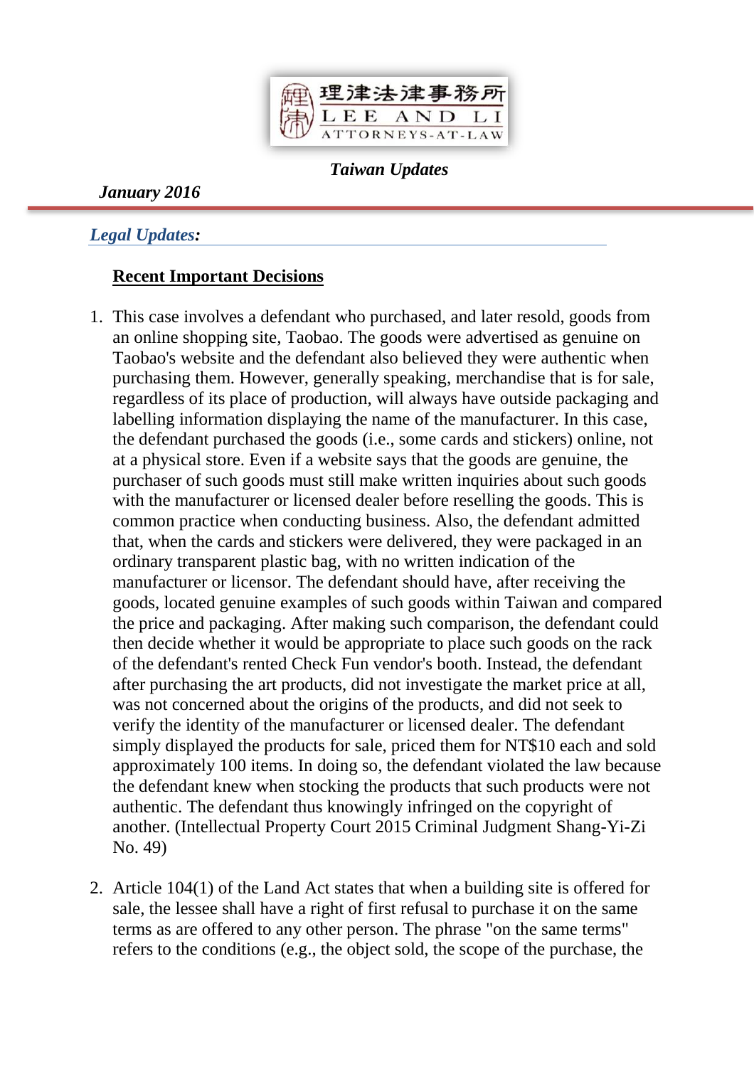理律法律事務所
LEE AND LI
ATTORNEYS-AT-LAW

***Taiwan Updates***

***January 2016***

## *Legal Updates:*

### Recent Important Decisions

1. This case involves a defendant who purchased, and later resold, goods from an online shopping site, Taobao. The goods were advertised as genuine on Taobao's website and the defendant also believed they were authentic when purchasing them. However, generally speaking, merchandise that is for sale, regardless of its place of production, will always have outside packaging and labelling information displaying the name of the manufacturer. In this case, the defendant purchased the goods (i.e., some cards and stickers) online, not at a physical store. Even if a website says that the goods are genuine, the purchaser of such goods must still make written inquiries about such goods with the manufacturer or licensed dealer before reselling the goods. This is common practice when conducting business. Also, the defendant admitted that, when the cards and stickers were delivered, they were packaged in an ordinary transparent plastic bag, with no written indication of the manufacturer or licensor. The defendant should have, after receiving the goods, located genuine examples of such goods within Taiwan and compared the price and packaging. After making such comparison, the defendant could then decide whether it would be appropriate to place such goods on the rack of the defendant's rented Check Fun vendor's booth. Instead, the defendant after purchasing the art products, did not investigate the market price at all, was not concerned about the origins of the products, and did not seek to verify the identity of the manufacturer or licensed dealer. The defendant simply displayed the products for sale, priced them for NT$10 each and sold approximately 100 items. In doing so, the defendant violated the law because the defendant knew when stocking the products that such products were not authentic. The defendant thus knowingly infringed on the copyright of another. (Intellectual Property Court 2015 Criminal Judgment Shang-Yi-Zi No. 49)

2. Article 104(1) of the Land Act states that when a building site is offered for sale, the lessee shall have a right of first refusal to purchase it on the same terms as are offered to any other person. The phrase "on the same terms" refers to the conditions (e.g., the object sold, the scope of the purchase, the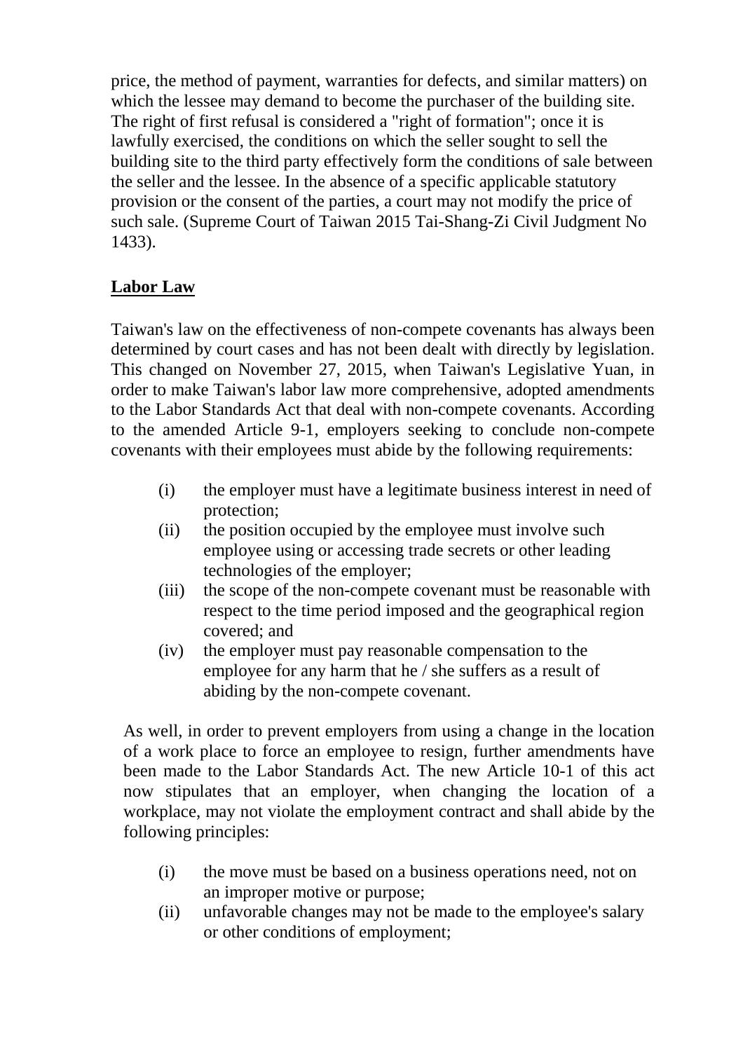price, the method of payment, warranties for defects, and similar matters) on which the lessee may demand to become the purchaser of the building site. The right of first refusal is considered a "right of formation"; once it is lawfully exercised, the conditions on which the seller sought to sell the building site to the third party effectively form the conditions of sale between the seller and the lessee. In the absence of a specific applicable statutory provision or the consent of the parties, a court may not modify the price of such sale. (Supreme Court of Taiwan 2015 Tai-Shang-Zi Civil Judgment No 1433).

## Labor Law

Taiwan's law on the effectiveness of non-compete covenants has always been determined by court cases and has not been dealt with directly by legislation. This changed on November 27, 2015, when Taiwan's Legislative Yuan, in order to make Taiwan's labor law more comprehensive, adopted amendments to the Labor Standards Act that deal with non-compete covenants. According to the amended Article 9-1, employers seeking to conclude non-compete covenants with their employees must abide by the following requirements:

- (i) the employer must have a legitimate business interest in need of protection;
- (ii) the position occupied by the employee must involve such employee using or accessing trade secrets or other leading technologies of the employer;
- (iii) the scope of the non-compete covenant must be reasonable with respect to the time period imposed and the geographical region covered; and
- (iv) the employer must pay reasonable compensation to the employee for any harm that he / she suffers as a result of abiding by the non-compete covenant.

As well, in order to prevent employers from using a change in the location of a work place to force an employee to resign, further amendments have been made to the Labor Standards Act. The new Article 10-1 of this act now stipulates that an employer, when changing the location of a workplace, may not violate the employment contract and shall abide by the following principles:

- (i) the move must be based on a business operations need, not on an improper motive or purpose;
- (ii) unfavorable changes may not be made to the employee's salary or other conditions of employment;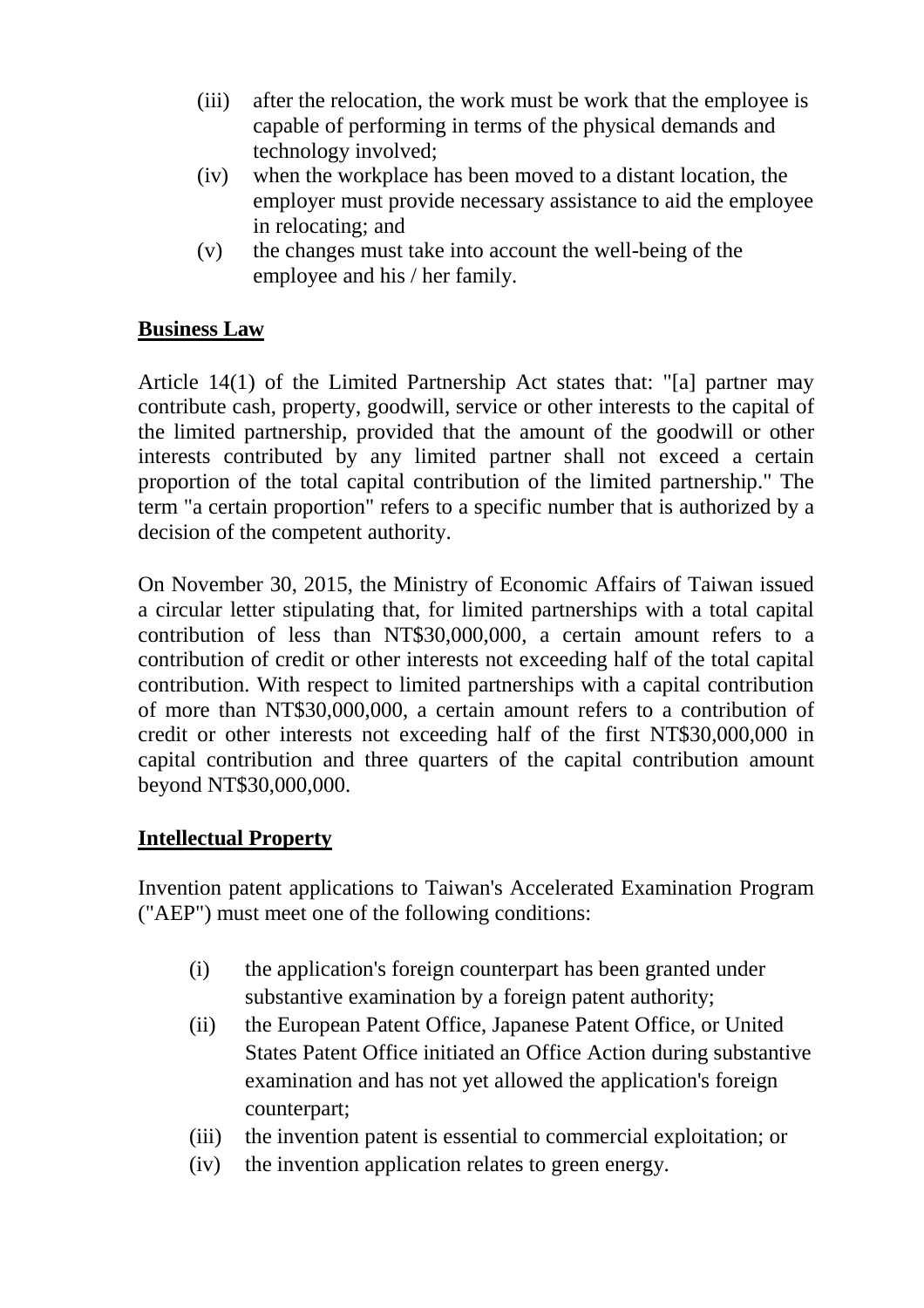(iii) after the relocation, the work must be work that the employee is capable of performing in terms of the physical demands and technology involved;

(iv) when the workplace has been moved to a distant location, the employer must provide necessary assistance to aid the employee in relocating; and

(v) the changes must take into account the well-being of the employee and his / her family.

**Business Law**

Article 14(1) of the Limited Partnership Act states that: "[a] partner may contribute cash, property, goodwill, service or other interests to the capital of the limited partnership, provided that the amount of the goodwill or other interests contributed by any limited partner shall not exceed a certain proportion of the total capital contribution of the limited partnership." The term "a certain proportion" refers to a specific number that is authorized by a decision of the competent authority.

On November 30, 2015, the Ministry of Economic Affairs of Taiwan issued a circular letter stipulating that, for limited partnerships with a total capital contribution of less than NT$30,000,000, a certain amount refers to a contribution of credit or other interests not exceeding half of the total capital contribution. With respect to limited partnerships with a capital contribution of more than NT$30,000,000, a certain amount refers to a contribution of credit or other interests not exceeding half of the first NT$30,000,000 in capital contribution and three quarters of the capital contribution amount beyond NT$30,000,000.

**Intellectual Property**

Invention patent applications to Taiwan's Accelerated Examination Program ("AEP") must meet one of the following conditions:

(i) the application's foreign counterpart has been granted under substantive examination by a foreign patent authority;

(ii) the European Patent Office, Japanese Patent Office, or United States Patent Office initiated an Office Action during substantive examination and has not yet allowed the application's foreign counterpart;

(iii) the invention patent is essential to commercial exploitation; or

(iv) the invention application relates to green energy.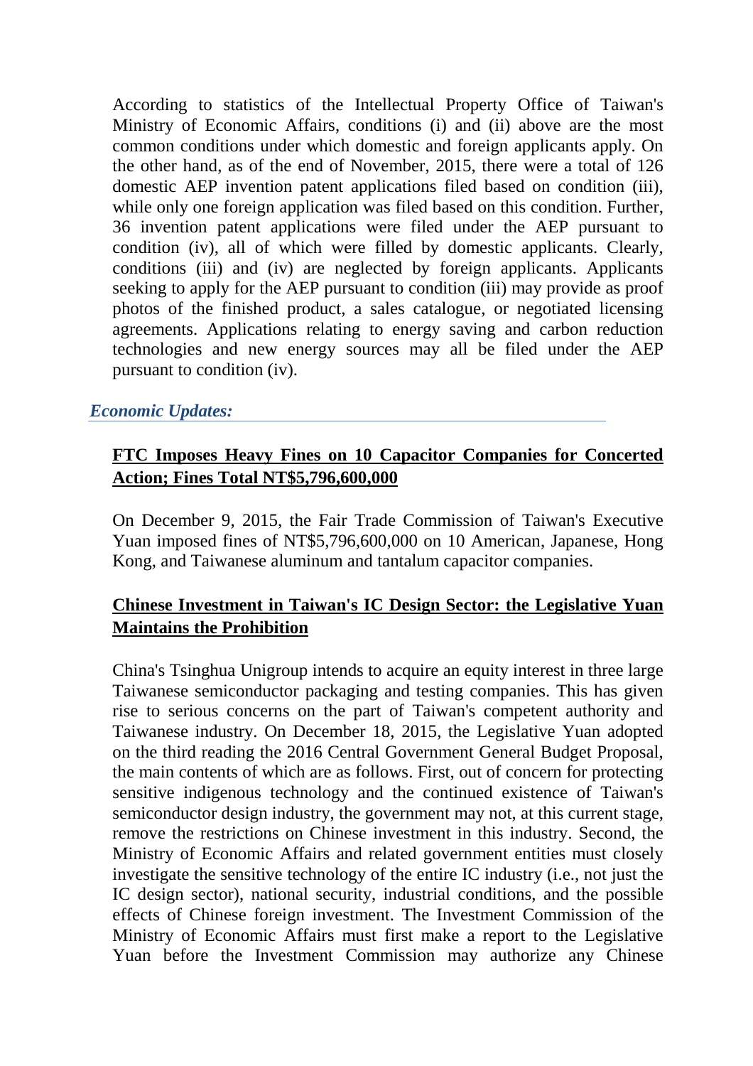According to statistics of the Intellectual Property Office of Taiwan's Ministry of Economic Affairs, conditions (i) and (ii) above are the most common conditions under which domestic and foreign applicants apply. On the other hand, as of the end of November, 2015, there were a total of 126 domestic AEP invention patent applications filed based on condition (iii), while only one foreign application was filed based on this condition. Further, 36 invention patent applications were filed under the AEP pursuant to condition (iv), all of which were filled by domestic applicants. Clearly, conditions (iii) and (iv) are neglected by foreign applicants. Applicants seeking to apply for the AEP pursuant to condition (iii) may provide as proof photos of the finished product, a sales catalogue, or negotiated licensing agreements. Applications relating to energy saving and carbon reduction technologies and new energy sources may all be filed under the AEP pursuant to condition (iv).

## *Economic Updates:*

### FTC Imposes Heavy Fines on 10 Capacitor Companies for Concerted Action; Fines Total NT$5,796,600,000

On December 9, 2015, the Fair Trade Commission of Taiwan's Executive Yuan imposed fines of NT$5,796,600,000 on 10 American, Japanese, Hong Kong, and Taiwanese aluminum and tantalum capacitor companies.

### Chinese Investment in Taiwan's IC Design Sector: the Legislative Yuan Maintains the Prohibition

China's Tsinghua Unigroup intends to acquire an equity interest in three large Taiwanese semiconductor packaging and testing companies. This has given rise to serious concerns on the part of Taiwan's competent authority and Taiwanese industry. On December 18, 2015, the Legislative Yuan adopted on the third reading the 2016 Central Government General Budget Proposal, the main contents of which are as follows. First, out of concern for protecting sensitive indigenous technology and the continued existence of Taiwan's semiconductor design industry, the government may not, at this current stage, remove the restrictions on Chinese investment in this industry. Second, the Ministry of Economic Affairs and related government entities must closely investigate the sensitive technology of the entire IC industry (i.e., not just the IC design sector), national security, industrial conditions, and the possible effects of Chinese foreign investment. The Investment Commission of the Ministry of Economic Affairs must first make a report to the Legislative Yuan before the Investment Commission may authorize any Chinese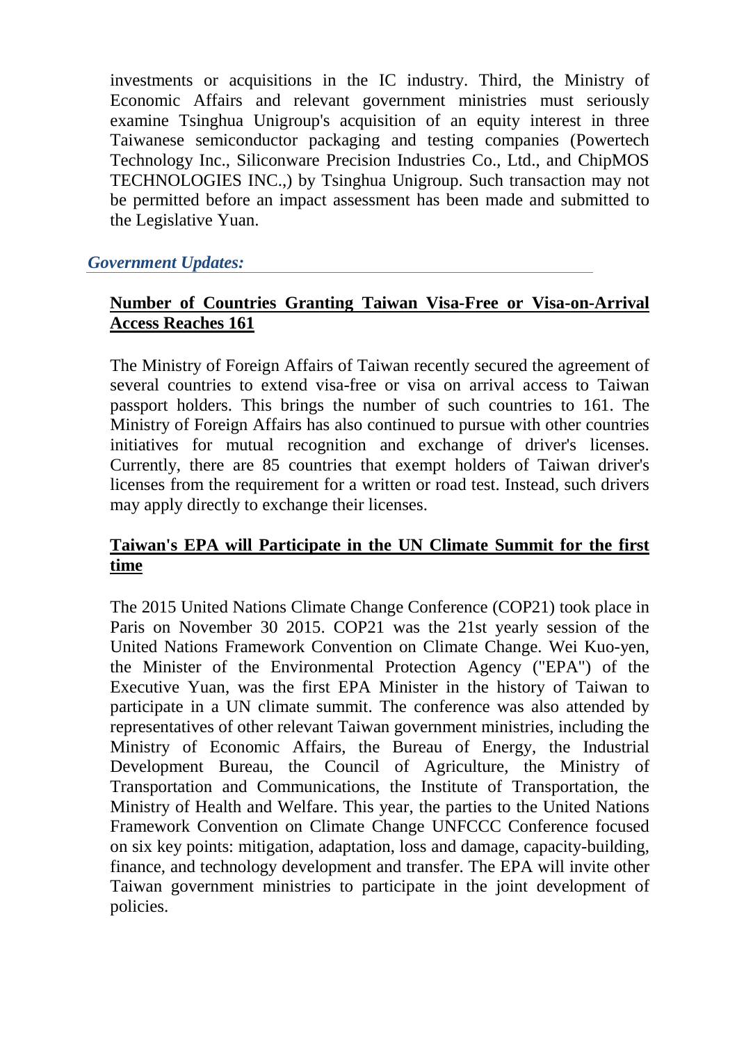investments or acquisitions in the IC industry. Third, the Ministry of Economic Affairs and relevant government ministries must seriously examine Tsinghua Unigroup's acquisition of an equity interest in three Taiwanese semiconductor packaging and testing companies (Powertech Technology Inc., Siliconware Precision Industries Co., Ltd., and ChipMOS TECHNOLOGIES INC.,) by Tsinghua Unigroup. Such transaction may not be permitted before an impact assessment has been made and submitted to the Legislative Yuan.

## *Government Updates:*

### Number of Countries Granting Taiwan Visa-Free or Visa-on-Arrival Access Reaches 161

The Ministry of Foreign Affairs of Taiwan recently secured the agreement of several countries to extend visa-free or visa on arrival access to Taiwan passport holders. This brings the number of such countries to 161. The Ministry of Foreign Affairs has also continued to pursue with other countries initiatives for mutual recognition and exchange of driver's licenses. Currently, there are 85 countries that exempt holders of Taiwan driver's licenses from the requirement for a written or road test. Instead, such drivers may apply directly to exchange their licenses.

### Taiwan's EPA will Participate in the UN Climate Summit for the first time

The 2015 United Nations Climate Change Conference (COP21) took place in Paris on November 30 2015. COP21 was the 21st yearly session of the United Nations Framework Convention on Climate Change. Wei Kuo-yen, the Minister of the Environmental Protection Agency ("EPA") of the Executive Yuan, was the first EPA Minister in the history of Taiwan to participate in a UN climate summit. The conference was also attended by representatives of other relevant Taiwan government ministries, including the Ministry of Economic Affairs, the Bureau of Energy, the Industrial Development Bureau, the Council of Agriculture, the Ministry of Transportation and Communications, the Institute of Transportation, the Ministry of Health and Welfare. This year, the parties to the United Nations Framework Convention on Climate Change UNFCCC Conference focused on six key points: mitigation, adaptation, loss and damage, capacity-building, finance, and technology development and transfer. The EPA will invite other Taiwan government ministries to participate in the joint development of policies.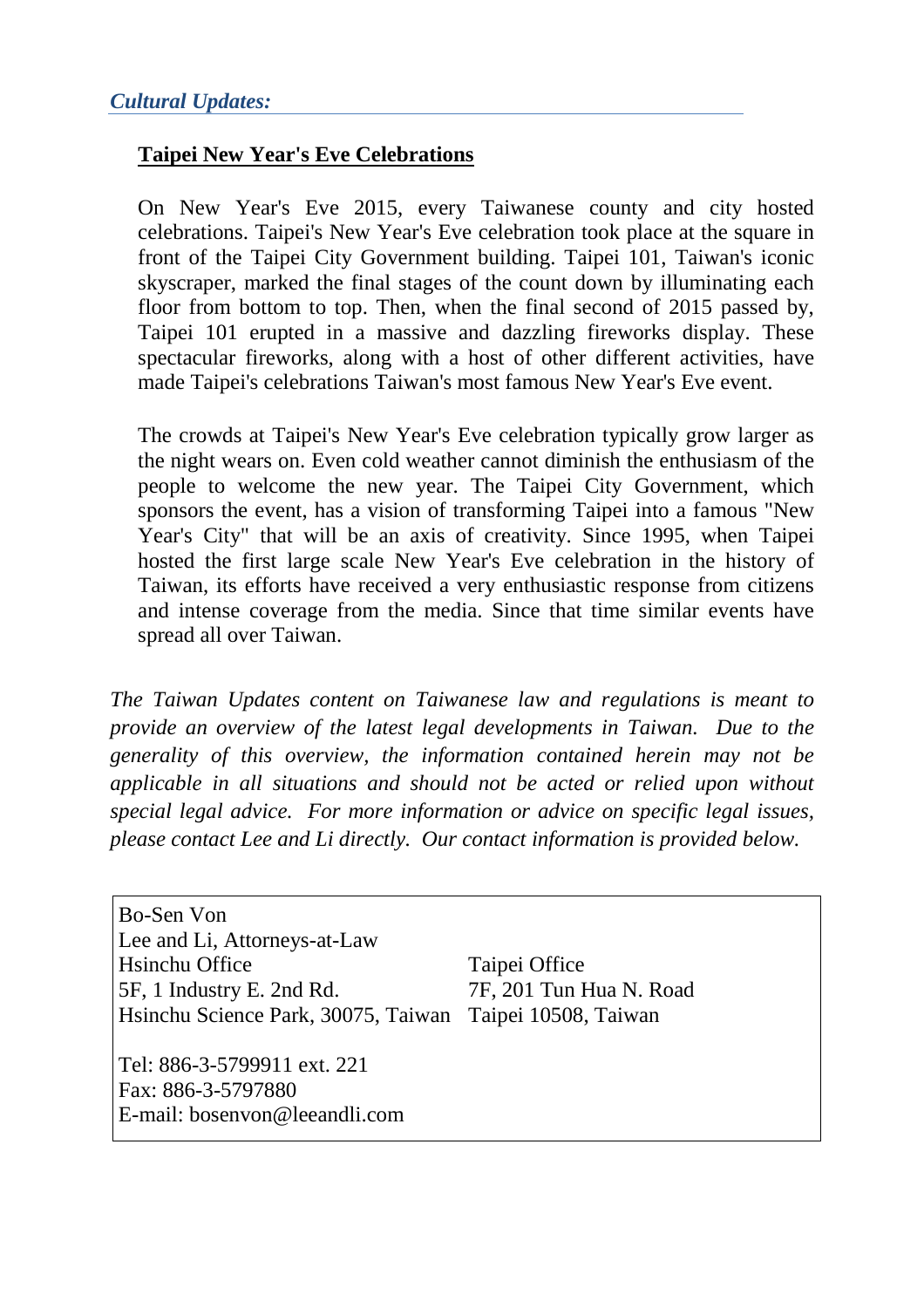## *Cultural Updates:*

### Taipei New Year's Eve Celebrations

On New Year's Eve 2015, every Taiwanese county and city hosted celebrations. Taipei's New Year's Eve celebration took place at the square in front of the Taipei City Government building. Taipei 101, Taiwan's iconic skyscraper, marked the final stages of the count down by illuminating each floor from bottom to top. Then, when the final second of 2015 passed by, Taipei 101 erupted in a massive and dazzling fireworks display. These spectacular fireworks, along with a host of other different activities, have made Taipei's celebrations Taiwan's most famous New Year's Eve event.

The crowds at Taipei's New Year's Eve celebration typically grow larger as the night wears on. Even cold weather cannot diminish the enthusiasm of the people to welcome the new year. The Taipei City Government, which sponsors the event, has a vision of transforming Taipei into a famous "New Year's City" that will be an axis of creativity. Since 1995, when Taipei hosted the first large scale New Year's Eve celebration in the history of Taiwan, its efforts have received a very enthusiastic response from citizens and intense coverage from the media. Since that time similar events have spread all over Taiwan.

*The Taiwan Updates content on Taiwanese law and regulations is meant to provide an overview of the latest legal developments in Taiwan. Due to the generality of this overview, the information contained herein may not be applicable in all situations and should not be acted or relied upon without special legal advice. For more information or advice on specific legal issues, please contact Lee and Li directly. Our contact information is provided below.*

| | |
|---|---|
| Bo-Sen Von | |
| Lee and Li, Attorneys-at-Law | |
| Hsinchu Office | Taipei Office |
| 5F, 1 Industry E. 2nd Rd. | 7F, 201 Tun Hua N. Road |
| Hsinchu Science Park, 30075, Taiwan | Taipei 10508, Taiwan |
| Tel: 886-3-5799911 ext. 221 | |
| Fax: 886-3-5797880 | |
| E-mail: bosenvon@leeandli.com | |